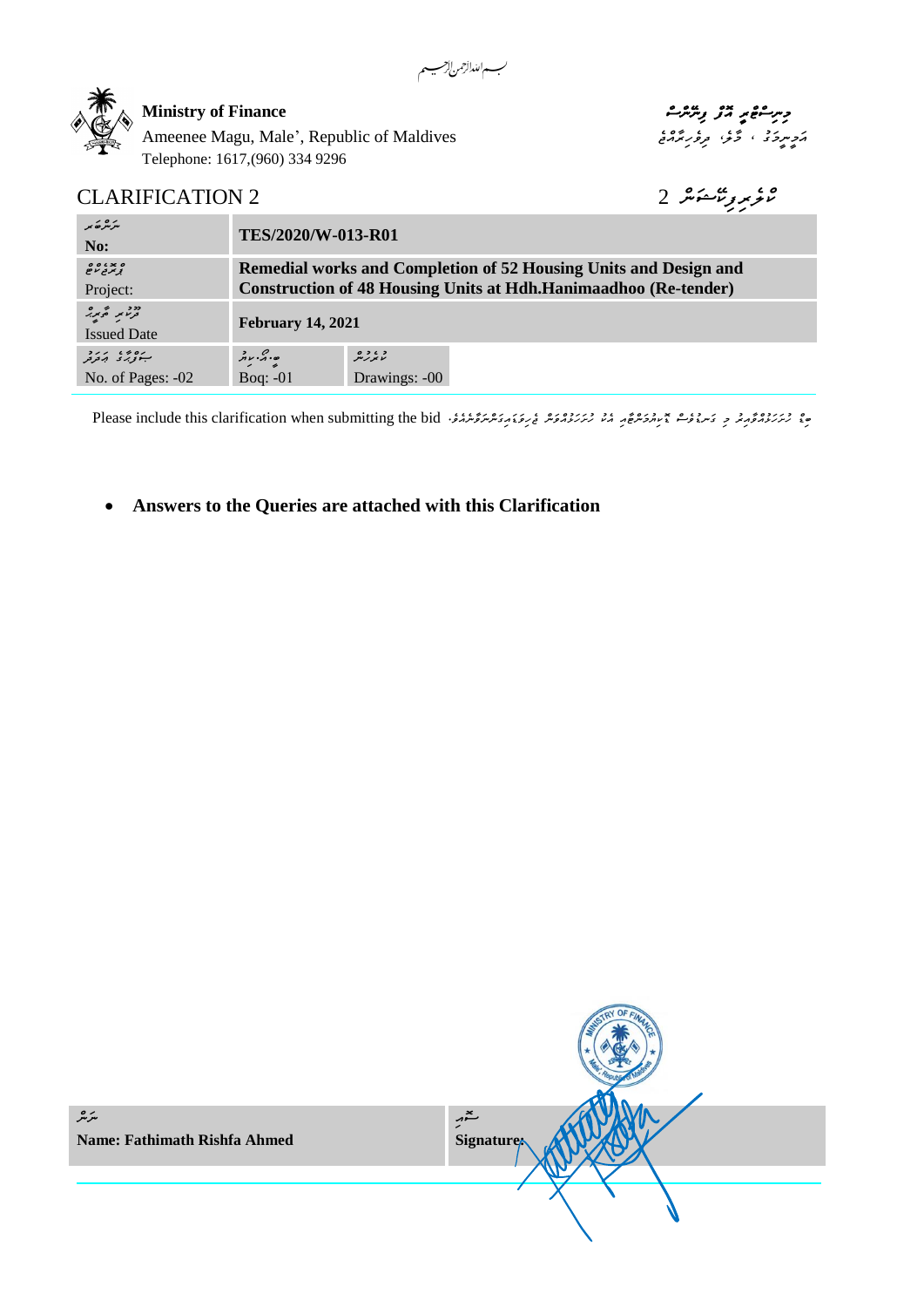بسم الله الرحمن الرحيم

**Ministry of Finance**

Ameenee Magu, Male', Republic of Maldives

Telephone: 1617,(960) 334 9296

މިނިސްޓްރީ އޮފް ފިނޭންސް

އަމީނީމަގު، މާލެ، ދިވެހިރާއްޖެ

## CLARIFICATION 2

| | | |
|---|---|---|
| ނަންބަރު No: | **TES/2020/W-013-R01** | |
| ޕްރޮޖެކްޓް Project: | **Remedial works and Completion of 52 Housing Units and Design and Construction of 48 Housing Units at Hdh.Hanimaadhoo (Re-tender)** | |
| ދޫކުރި ތާރީޚް Issued Date | **February 14, 2021** | |
| ޞަފްޙާގެ އަދަދު No. of Pages: -02 | ބީ.އޯ.ކިއު Boq: -01 | ޑްރޯއިންގ Drawings: -00 |

Please include this clarification when submitting the bid

- **Answers to the Queries are attached with this Clarification**

ނަން **Name: Fathimath Rishfa Ahmed**

ސޮއި **Signature:**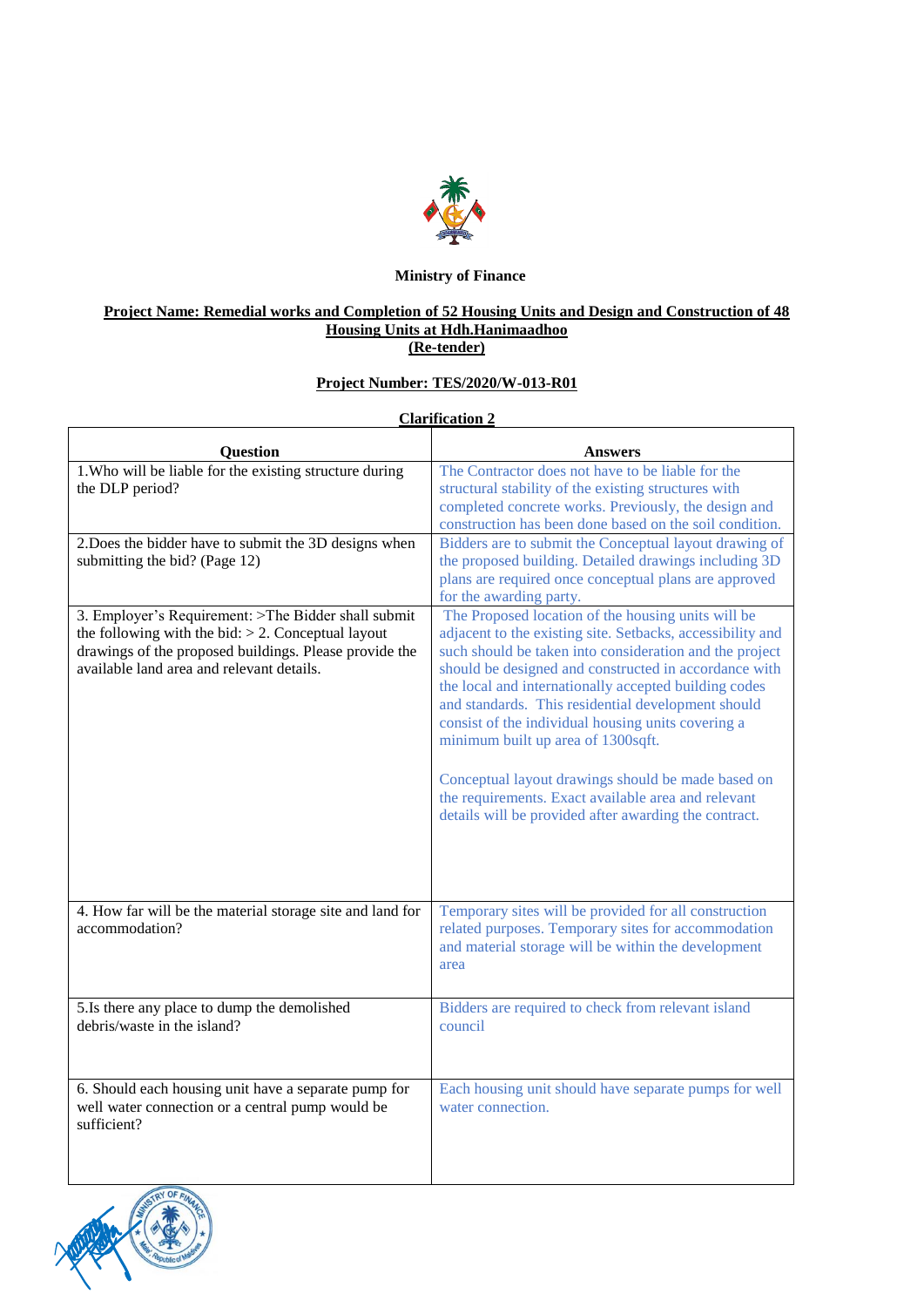**Ministry of Finance**

**Project Name: Remedial works and Completion of 52 Housing Units and Design and Construction of 48 Housing Units at Hdh.Hanimaadhoo**
**(Re-tender)**

**Project Number: TES/2020/W-013-R01**

**Clarification 2**

| Question | Answers |
|---|---|
| 1.Who will be liable for the existing structure during the DLP period? | The Contractor does not have to be liable for the structural stability of the existing structures with completed concrete works. Previously, the design and construction has been done based on the soil condition. |
| 2.Does the bidder have to submit the 3D designs when submitting the bid? (Page 12) | Bidders are to submit the Conceptual layout drawing of the proposed building. Detailed drawings including 3D plans are required once conceptual plans are approved for the awarding party. |
| 3. Employer's Requirement: >The Bidder shall submit the following with the bid: > 2. Conceptual layout drawings of the proposed buildings. Please provide the available land area and relevant details. | The Proposed location of the housing units will be adjacent to the existing site. Setbacks, accessibility and such should be taken into consideration and the project should be designed and constructed in accordance with the local and internationally accepted building codes and standards. This residential development should consist of the individual housing units covering a minimum built up area of 1300sqft.<br><br>Conceptual layout drawings should be made based on the requirements. Exact available area and relevant details will be provided after awarding the contract. |
| 4. How far will be the material storage site and land for accommodation? | Temporary sites will be provided for all construction related purposes. Temporary sites for accommodation and material storage will be within the development area |
| 5.Is there any place to dump the demolished debris/waste in the island? | Bidders are required to check from relevant island council |
| 6. Should each housing unit have a separate pump for well water connection or a central pump would be sufficient? | Each housing unit should have separate pumps for well water connection. |